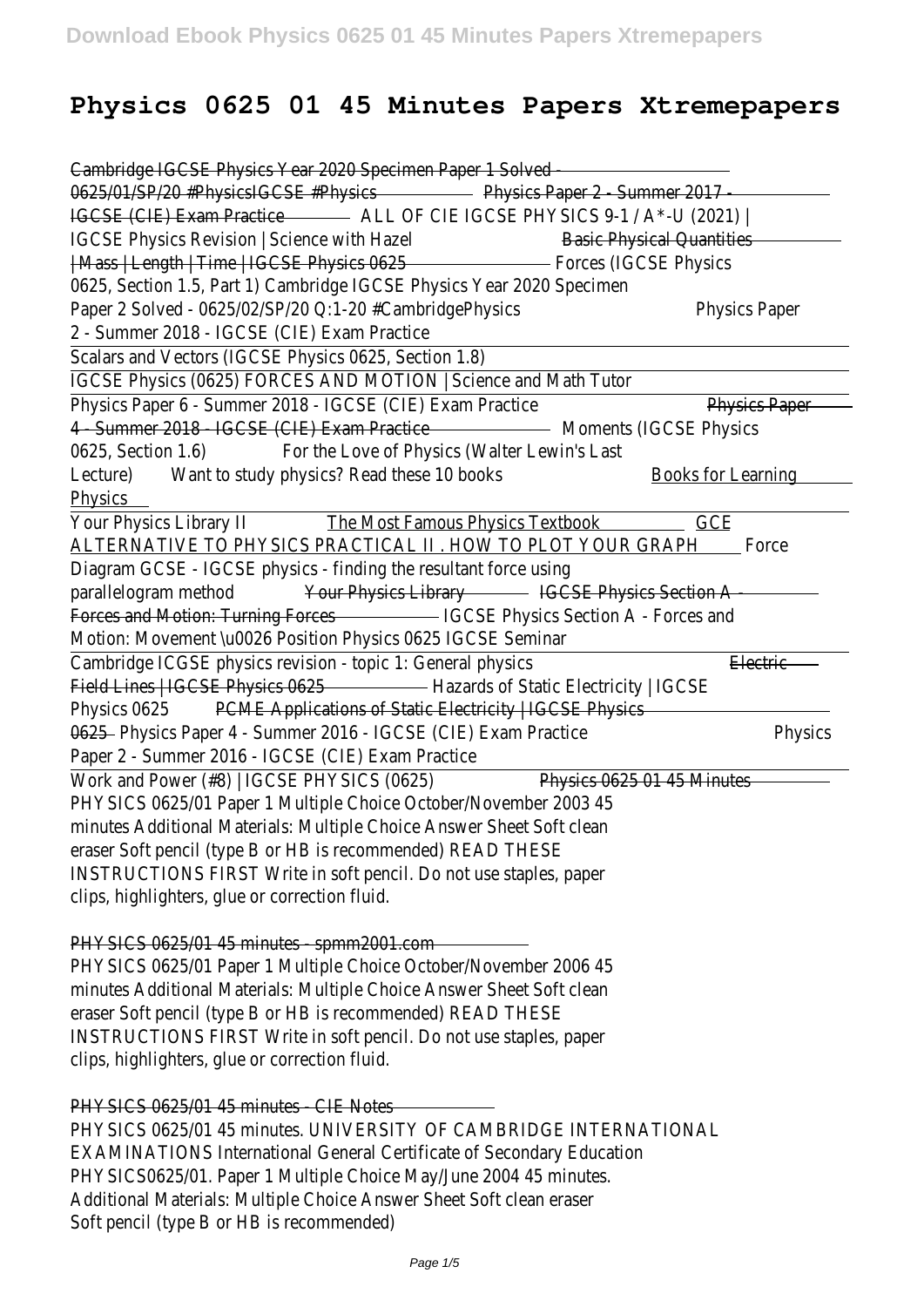# Physics 0625 01 45 Minutes Papers Xtremepapers

Cambridge IGCSE Physics Year 2020 Specimen Paper 1 Solved - 0625/01/SP/20 #PhysicsIGCSE #Physics Physics Paper 2 - Summer 2017 - IGCSE (CIE) Exam Practice ALL OF CIE IGCSE PHYSICS 9-1 / A*-U (2021) | IGCSE Physics Revision | Science with Hazel Basic Physical Quantities | Mass | Length | Time | IGCSE Physics 0625 Forces (IGCSE Physics 0625, Section 1.5, Part 1) Cambridge IGCSE Physics Year 2020 Specimen Paper 2 Solved - 0625/02/SP/20 Q:1-20 #CambridgePhysics Physics Paper 2 - Summer 2018 - IGCSE (CIE) Exam Practice

Scalars and Vectors (IGCSE Physics 0625, Section 1.8)

IGCSE Physics (0625) FORCES AND MOTION | Science and Math Tutor

Physics Paper 6 - Summer 2018 - IGCSE (CIE) Exam Practice Physics Paper 4 - Summer 2018 - IGCSE (CIE) Exam Practice Moments (IGCSE Physics 0625, Section 1.6) For the Love of Physics (Walter Lewin's Last Lecture) Want to study physics? Read these 10 books Books for Learning Physics

Your Physics Library II The Most Famous Physics Textbook GCE ALTERNATIVE TO PHYSICS PRACTICAL II . HOW TO PLOT YOUR GRAPH Force Diagram GCSE - IGCSE physics - finding the resultant force using parallelogram method Your Physics Library IGCSE Physics Section A - Forces and Motion: Turning Forces IGCSE Physics Section A - Forces and Motion: Movement \u0026 Position Physics 0625 IGCSE Seminar

Cambridge ICGSE physics revision - topic 1: General physics Electric Field Lines | IGCSE Physics 0625 Hazards of Static Electricity | IGCSE Physics 0625 PCME Applications of Static Electricity | IGCSE Physics 0625 Physics Paper 4 - Summer 2016 - IGCSE (CIE) Exam Practice Physics Paper 2 - Summer 2016 - IGCSE (CIE) Exam Practice

Work and Power (#8) | IGCSE PHYSICS (0625) Physics 0625 01 45 Minutes

PHYSICS 0625/01 Paper 1 Multiple Choice October/November 2003 45 minutes Additional Materials: Multiple Choice Answer Sheet Soft clean eraser Soft pencil (type B or HB is recommended) READ THESE INSTRUCTIONS FIRST Write in soft pencil. Do not use staples, paper clips, highlighters, glue or correction fluid.

PHYSICS 0625/01 45 minutes - spmm2001.com

PHYSICS 0625/01 Paper 1 Multiple Choice October/November 2006 45 minutes Additional Materials: Multiple Choice Answer Sheet Soft clean eraser Soft pencil (type B or HB is recommended) READ THESE INSTRUCTIONS FIRST Write in soft pencil. Do not use staples, paper clips, highlighters, glue or correction fluid.

PHYSICS 0625/01 45 minutes - CIE Notes

PHYSICS 0625/01 45 minutes. UNIVERSITY OF CAMBRIDGE INTERNATIONAL EXAMINATIONS International General Certificate of Secondary Education PHYSICS0625/01. Paper 1 Multiple Choice May/June 2004 45 minutes. Additional Materials: Multiple Choice Answer Sheet Soft clean eraser Soft pencil (type B or HB is recommended)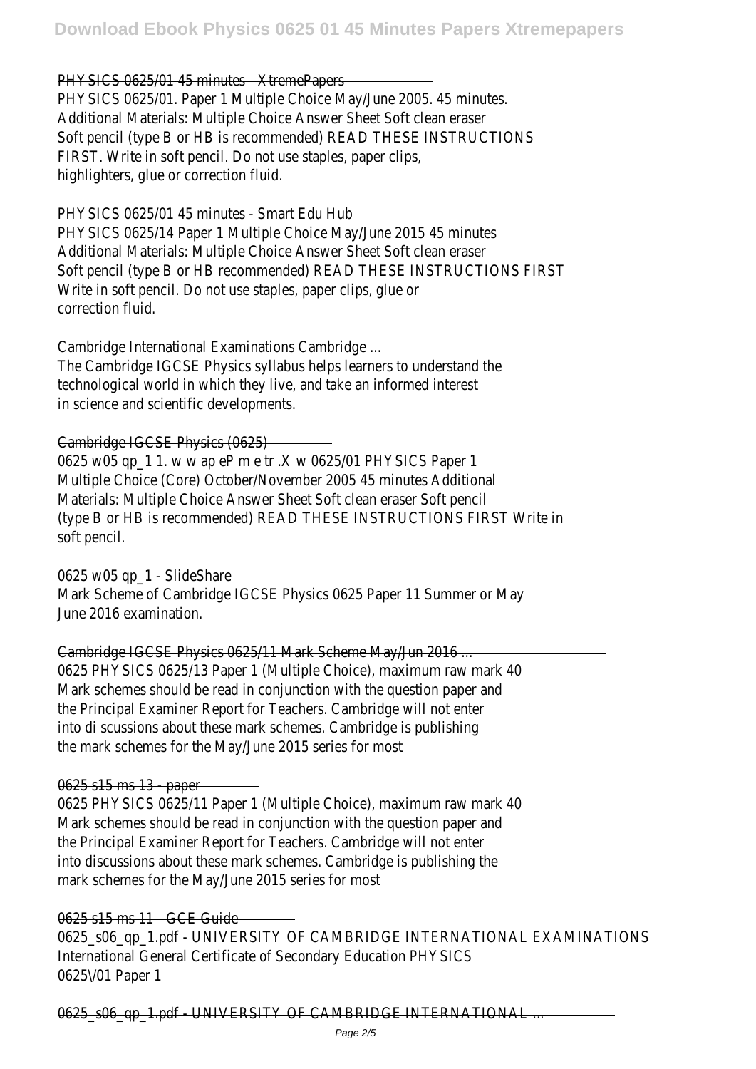PHYSICS 0625/01 45 minutes - XtremePapers

PHYSICS 0625/01. Paper 1 Multiple Choice May/June 2005. 45 minutes. Additional Materials: Multiple Choice Answer Sheet Soft clean eraser Soft pencil (type B or HB is recommended) READ THESE INSTRUCTIONS FIRST. Write in soft pencil. Do not use staples, paper clips, highlighters, glue or correction fluid.

PHYSICS 0625/01 45 minutes - Smart Edu Hub

PHYSICS 0625/14 Paper 1 Multiple Choice May/June 2015 45 minutes Additional Materials: Multiple Choice Answer Sheet Soft clean eraser Soft pencil (type B or HB recommended) READ THESE INSTRUCTIONS FIRST Write in soft pencil. Do not use staples, paper clips, glue or correction fluid.

Cambridge International Examinations Cambridge ...

The Cambridge IGCSE Physics syllabus helps learners to understand the technological world in which they live, and take an informed interest in science and scientific developments.

Cambridge IGCSE Physics (0625)

0625 w05 qp_1 1. w w ap eP m e tr .X w 0625/01 PHYSICS Paper 1 Multiple Choice (Core) October/November 2005 45 minutes Additional Materials: Multiple Choice Answer Sheet Soft clean eraser Soft pencil (type B or HB is recommended) READ THESE INSTRUCTIONS FIRST Write in soft pencil.

0625 w05 qp_1 - SlideShare

Mark Scheme of Cambridge IGCSE Physics 0625 Paper 11 Summer or May June 2016 examination.

Cambridge IGCSE Physics 0625/11 Mark Scheme May/Jun 2016 ...

0625 PHYSICS 0625/13 Paper 1 (Multiple Choice), maximum raw mark 40 Mark schemes should be read in conjunction with the question paper and the Principal Examiner Report for Teachers. Cambridge will not enter into di scussions about these mark schemes. Cambridge is publishing the mark schemes for the May/June 2015 series for most

0625 s15 ms 13 - paper

0625 PHYSICS 0625/11 Paper 1 (Multiple Choice), maximum raw mark 40 Mark schemes should be read in conjunction with the question paper and the Principal Examiner Report for Teachers. Cambridge will not enter into discussions about these mark schemes. Cambridge is publishing the mark schemes for the May/June 2015 series for most

0625 s15 ms 11 - GCE Guide

0625_s06_qp_1.pdf - UNIVERSITY OF CAMBRIDGE INTERNATIONAL EXAMINATIONS International General Certificate of Secondary Education PHYSICS 0625\/01 Paper 1

0625_s06_qp_1.pdf - UNIVERSITY OF CAMBRIDGE INTERNATIONAL ...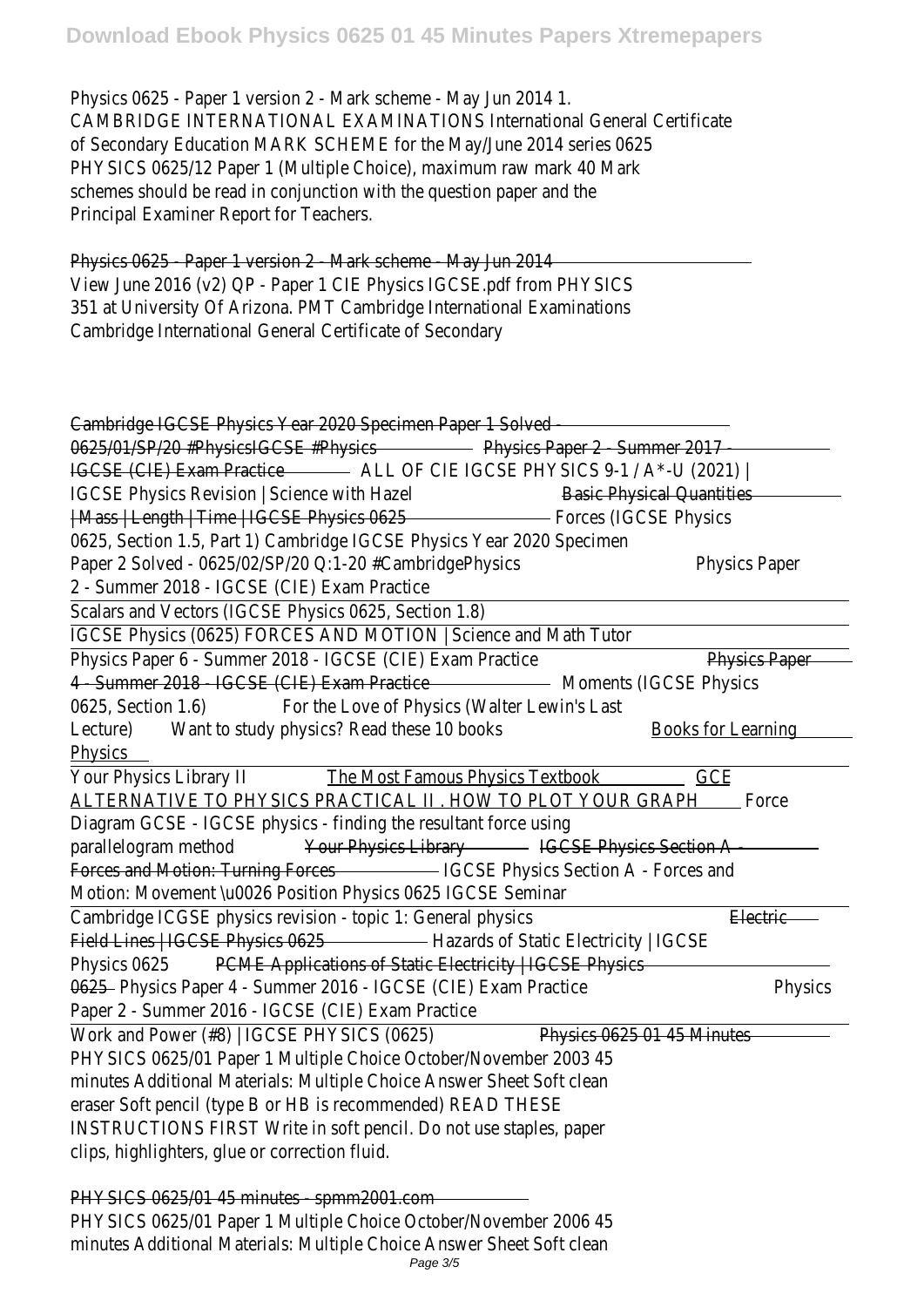Physics 0625 - Paper 1 version 2 - Mark scheme - May Jun 2014 1. CAMBRIDGE INTERNATIONAL EXAMINATIONS International General Certificate of Secondary Education MARK SCHEME for the May/June 2014 series 0625 PHYSICS 0625/12 Paper 1 (Multiple Choice), maximum raw mark 40 Mark schemes should be read in conjunction with the question paper and the Principal Examiner Report for Teachers.

Physics 0625 - Paper 1 version 2 - Mark scheme - May Jun 2014

View June 2016 (v2) QP - Paper 1 CIE Physics IGCSE.pdf from PHYSICS 351 at University Of Arizona. PMT Cambridge International Examinations Cambridge International General Certificate of Secondary

Cambridge IGCSE Physics Year 2020 Specimen Paper 1 Solved - 0625/01/SP/20 #PhysicsIGCSE #Physics Physics Paper 2 - Summer 2017 - IGCSE (CIE) Exam Practice ALL OF CIE IGCSE PHYSICS 9-1 / A*-U (2021) | IGCSE Physics Revision | Science with Hazel Basic Physical Quantities | Mass | Length | Time | IGCSE Physics 0625 Forces (IGCSE Physics 0625, Section 1.5, Part 1) Cambridge IGCSE Physics Year 2020 Specimen Paper 2 Solved - 0625/02/SP/20 Q:1-20 #CambridgePhysics Physics Paper 2 - Summer 2018 - IGCSE (CIE) Exam Practice

Scalars and Vectors (IGCSE Physics 0625, Section 1.8)

IGCSE Physics (0625) FORCES AND MOTION | Science and Math Tutor

Physics Paper 6 - Summer 2018 - IGCSE (CIE) Exam Practice Physics Paper 4 - Summer 2018 - IGCSE (CIE) Exam Practice Moments (IGCSE Physics 0625, Section 1.6) For the Love of Physics (Walter Lewin's Last Lecture) Want to study physics? Read these 10 books Books for Learning Physics

Your Physics Library II The Most Famous Physics Textbook GCE ALTERNATIVE TO PHYSICS PRACTICAL II . HOW TO PLOT YOUR GRAPH Force Diagram GCSE - IGCSE physics - finding the resultant force using parallelogram method Your Physics Library IGCSE Physics Section A - Forces and Motion: Turning Forces IGCSE Physics Section A - Forces and Motion: Movement \u0026 Position Physics 0625 IGCSE Seminar

Cambridge ICGSE physics revision - topic 1: General physics Electric Field Lines | IGCSE Physics 0625 Hazards of Static Electricity | IGCSE Physics 0625 PCME Applications of Static Electricity | IGCSE Physics 0625 Physics Paper 4 - Summer 2016 - IGCSE (CIE) Exam Practice Physics Paper 2 - Summer 2016 - IGCSE (CIE) Exam Practice

Work and Power (#8) | IGCSE PHYSICS (0625) Physics 0625 01 45 Minutes

PHYSICS 0625/01 Paper 1 Multiple Choice October/November 2003 45 minutes Additional Materials: Multiple Choice Answer Sheet Soft clean eraser Soft pencil (type B or HB is recommended) READ THESE INSTRUCTIONS FIRST Write in soft pencil. Do not use staples, paper clips, highlighters, glue or correction fluid.

PHYSICS 0625/01 45 minutes - spmm2001.com

PHYSICS 0625/01 Paper 1 Multiple Choice October/November 2006 45 minutes Additional Materials: Multiple Choice Answer Sheet Soft clean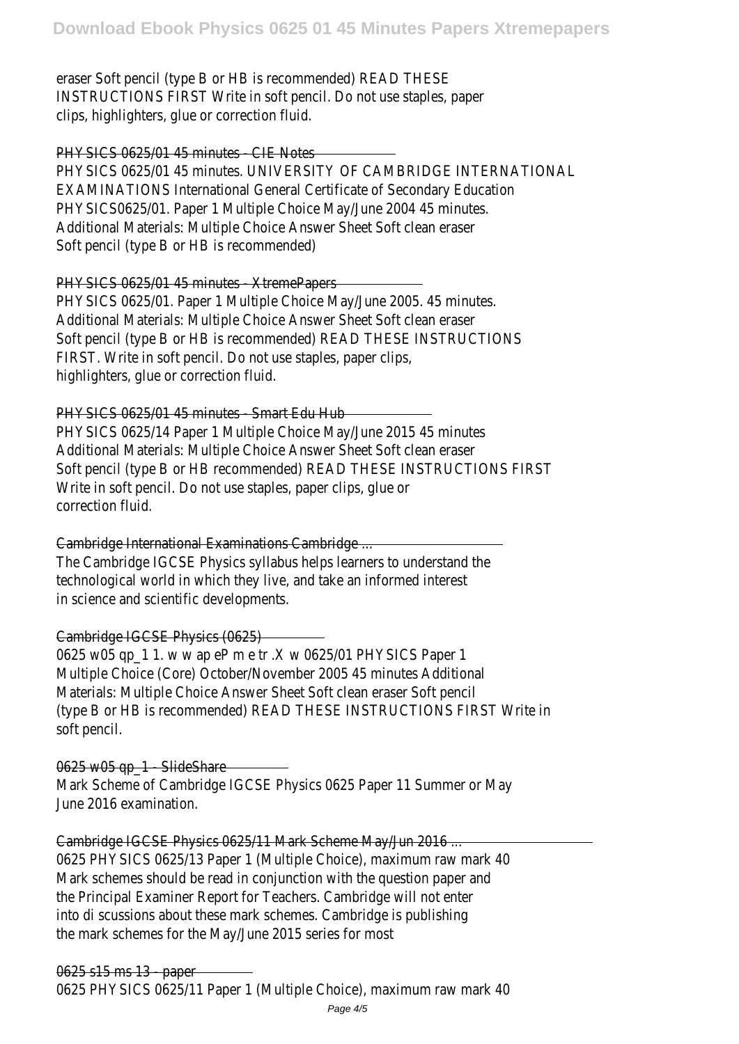eraser Soft pencil (type B or HB is recommended) READ THESE INSTRUCTIONS FIRST Write in soft pencil. Do not use staples, paper clips, highlighters, glue or correction fluid.

## PHYSICS 0625/01 45 minutes - CIE Notes

PHYSICS 0625/01 45 minutes. UNIVERSITY OF CAMBRIDGE INTERNATIONAL EXAMINATIONS International General Certificate of Secondary Education PHYSICS0625/01. Paper 1 Multiple Choice May/June 2004 45 minutes. Additional Materials: Multiple Choice Answer Sheet Soft clean eraser Soft pencil (type B or HB is recommended)

## PHYSICS 0625/01 45 minutes - XtremePapers

PHYSICS 0625/01. Paper 1 Multiple Choice May/June 2005. 45 minutes. Additional Materials: Multiple Choice Answer Sheet Soft clean eraser Soft pencil (type B or HB is recommended) READ THESE INSTRUCTIONS FIRST. Write in soft pencil. Do not use staples, paper clips, highlighters, glue or correction fluid.

## PHYSICS 0625/01 45 minutes - Smart Edu Hub

PHYSICS 0625/14 Paper 1 Multiple Choice May/June 2015 45 minutes Additional Materials: Multiple Choice Answer Sheet Soft clean eraser Soft pencil (type B or HB recommended) READ THESE INSTRUCTIONS FIRST Write in soft pencil. Do not use staples, paper clips, glue or correction fluid.

## Cambridge International Examinations Cambridge ...

The Cambridge IGCSE Physics syllabus helps learners to understand the technological world in which they live, and take an informed interest in science and scientific developments.

## Cambridge IGCSE Physics (0625)

0625 w05 qp_1 1. w w ap eP m e tr .X w 0625/01 PHYSICS Paper 1 Multiple Choice (Core) October/November 2005 45 minutes Additional Materials: Multiple Choice Answer Sheet Soft clean eraser Soft pencil (type B or HB is recommended) READ THESE INSTRUCTIONS FIRST Write in soft pencil.

## 0625 w05 qp_1 - SlideShare

Mark Scheme of Cambridge IGCSE Physics 0625 Paper 11 Summer or May June 2016 examination.

## Cambridge IGCSE Physics 0625/11 Mark Scheme May/Jun 2016 ...

0625 PHYSICS 0625/13 Paper 1 (Multiple Choice), maximum raw mark 40 Mark schemes should be read in conjunction with the question paper and the Principal Examiner Report for Teachers. Cambridge will not enter into di scussions about these mark schemes. Cambridge is publishing the mark schemes for the May/June 2015 series for most

## 0625 s15 ms 13 - paper

0625 PHYSICS 0625/11 Paper 1 (Multiple Choice), maximum raw mark 40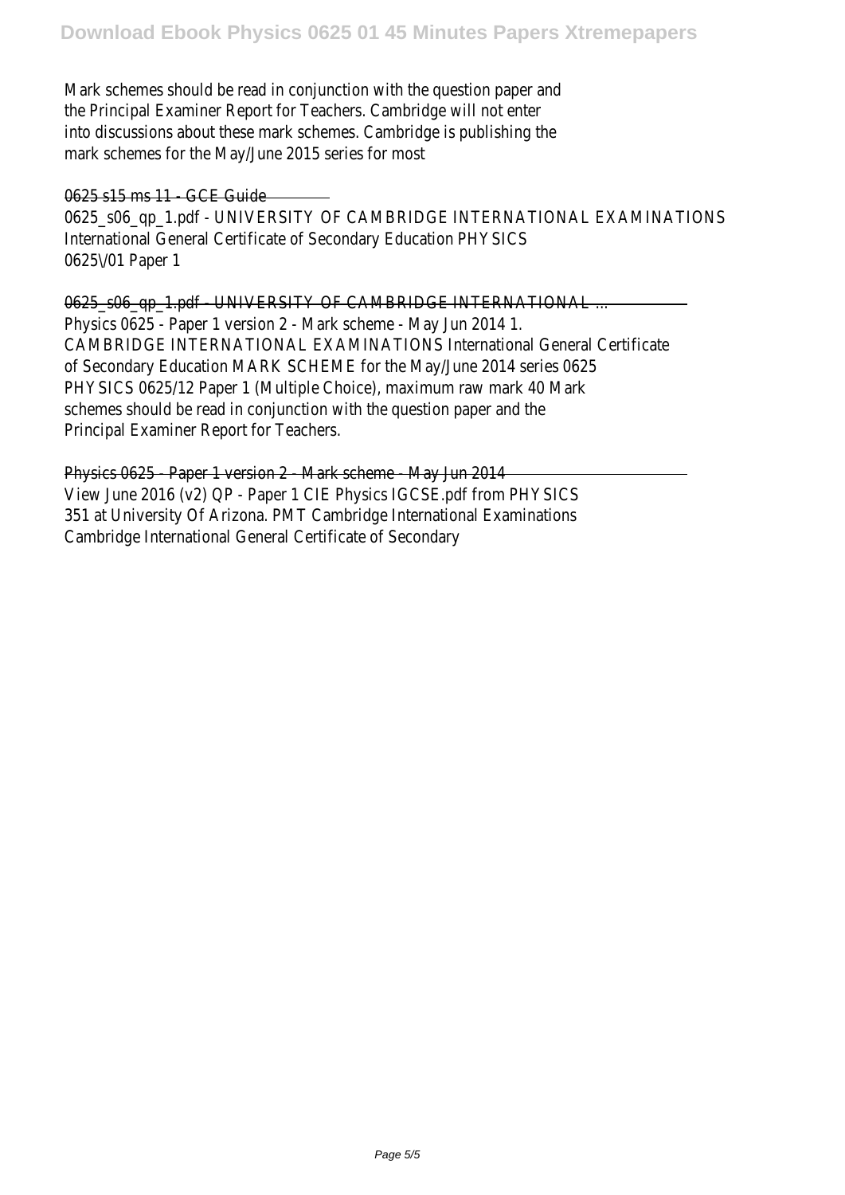Mark schemes should be read in conjunction with the question paper and the Principal Examiner Report for Teachers. Cambridge will not enter into discussions about these mark schemes. Cambridge is publishing the mark schemes for the May/June 2015 series for most

0625 s15 ms 11 - GCE Guide

0625_s06_qp_1.pdf - UNIVERSITY OF CAMBRIDGE INTERNATIONAL EXAMINATIONS International General Certificate of Secondary Education PHYSICS 0625\/01 Paper 1

0625_s06_qp_1.pdf - UNIVERSITY OF CAMBRIDGE INTERNATIONAL ...

Physics 0625 - Paper 1 version 2 - Mark scheme - May Jun 2014 1. CAMBRIDGE INTERNATIONAL EXAMINATIONS International General Certificate of Secondary Education MARK SCHEME for the May/June 2014 series 0625 PHYSICS 0625/12 Paper 1 (Multiple Choice), maximum raw mark 40 Mark schemes should be read in conjunction with the question paper and the Principal Examiner Report for Teachers.

Physics 0625 - Paper 1 version 2 - Mark scheme - May Jun 2014

View June 2016 (v2) QP - Paper 1 CIE Physics IGCSE.pdf from PHYSICS 351 at University Of Arizona. PMT Cambridge International Examinations Cambridge International General Certificate of Secondary